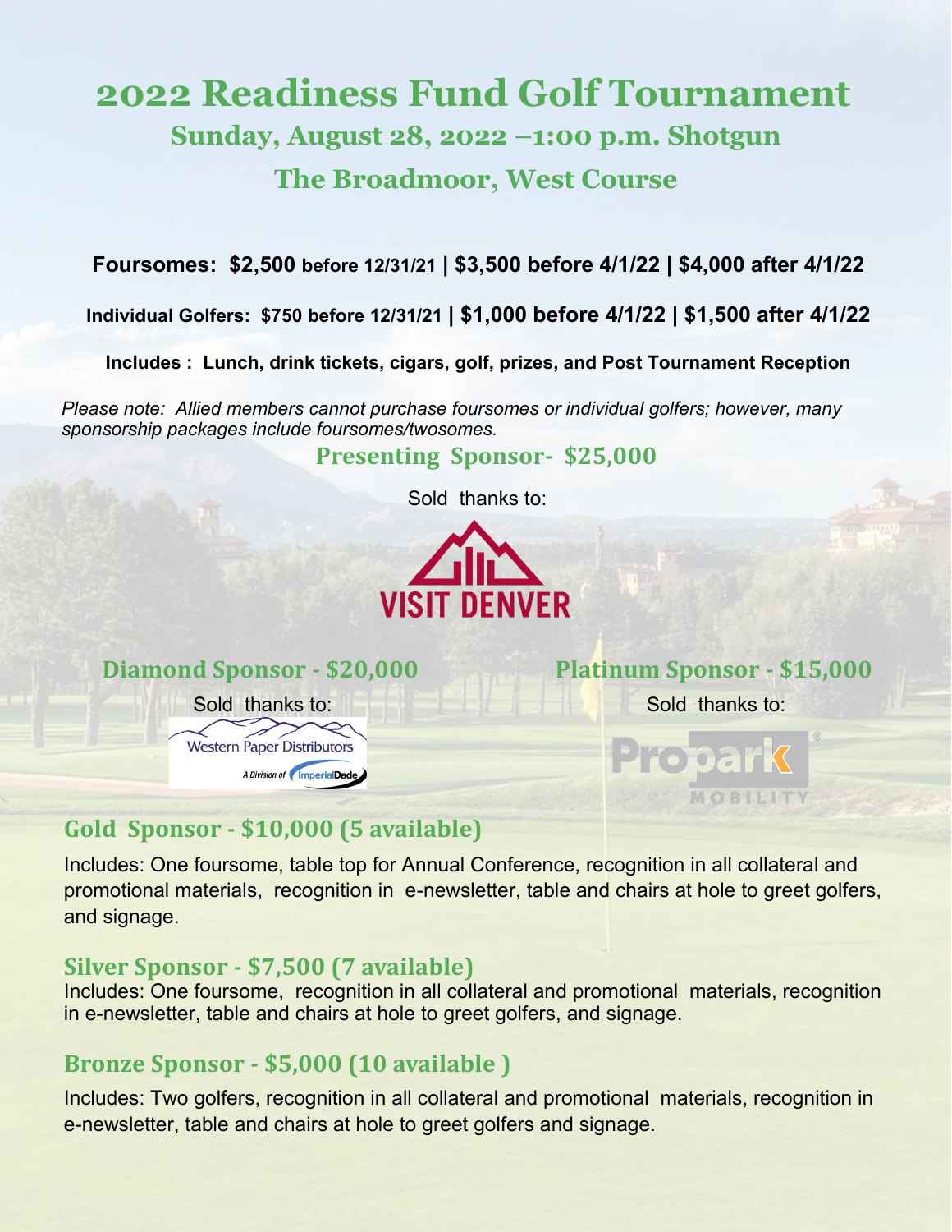# 2022 Readiness Fund Golf Tournament

## Sunday, August 28, 2022 –1:00 p.m. Shotgun

## The Broadmoor, West Course

**Foursomes: $2,500 before 12/31/21 | $3,500 before 4/1/22 | $4,000 after 4/1/22**

**Individual Golfers: $750 before 12/31/21 | $1,000 before 4/1/22 | $1,500 after 4/1/22**

**Includes : Lunch, drink tickets, cigars, golf, prizes, and Post Tournament Reception**

*Please note: Allied members cannot purchase foursomes or individual golfers; however, many sponsorship packages include foursomes/twosomes.*

### Presenting Sponsor- $25,000

Sold thanks to:

VISIT DENVER

### Diamond Sponsor - $20,000

Sold thanks to:

Western Paper Distributors
A Division of ImperialDade

### Platinum Sponsor - $15,000

Sold thanks to:

Propark MOBILITY

### Gold Sponsor - $10,000 (5 available)

Includes: One foursome, table top for Annual Conference, recognition in all collateral and promotional materials, recognition in e-newsletter, table and chairs at hole to greet golfers, and signage.

### Silver Sponsor - $7,500 (7 available)

Includes: One foursome, recognition in all collateral and promotional materials, recognition in e-newsletter, table and chairs at hole to greet golfers, and signage.

### Bronze Sponsor - $5,000 (10 available )

Includes: Two golfers, recognition in all collateral and promotional materials, recognition in e-newsletter, table and chairs at hole to greet golfers and signage.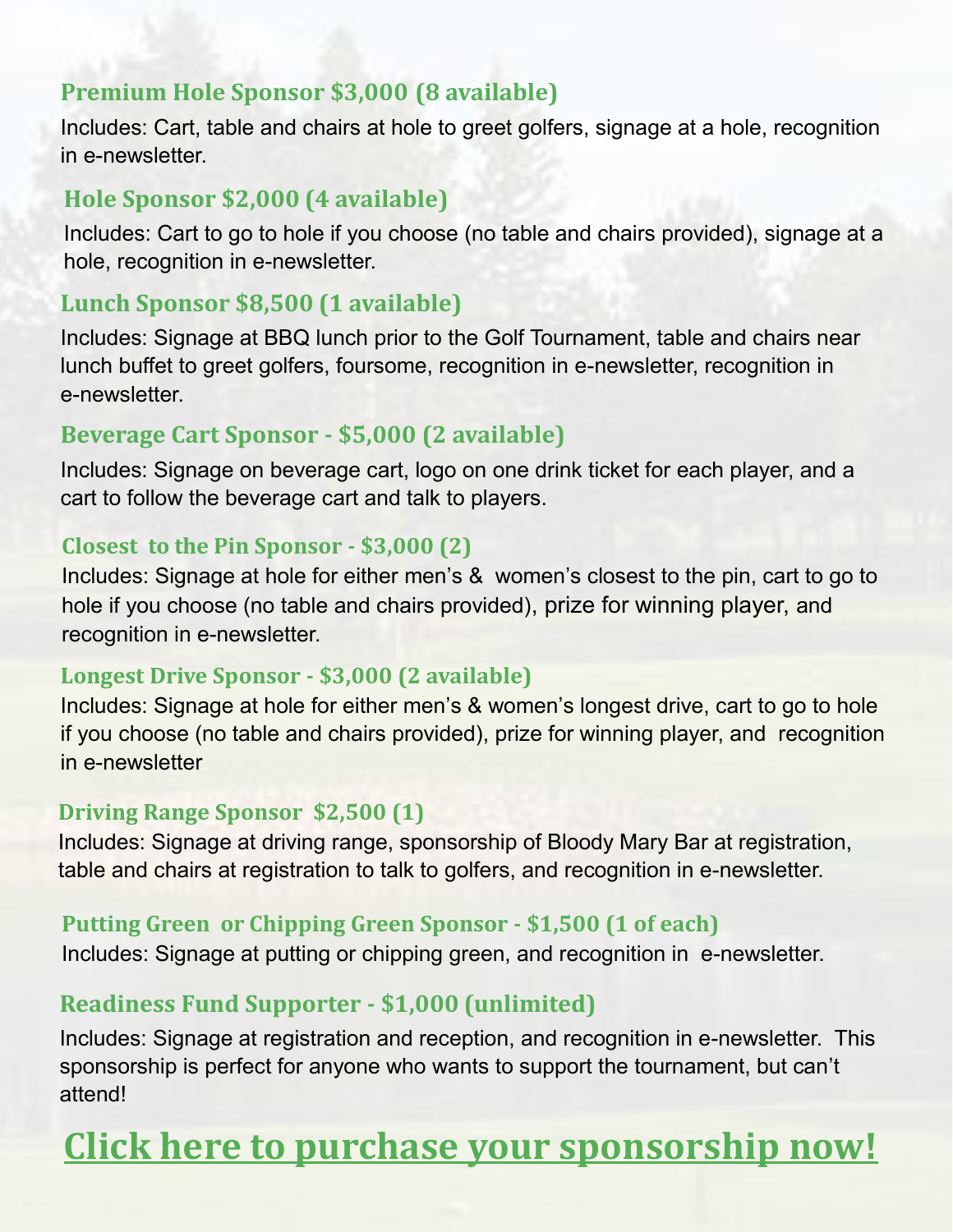### Premium Hole Sponsor $3,000 (8 available)

Includes: Cart, table and chairs at hole to greet golfers, signage at a hole, recognition in e-newsletter.

### Hole Sponsor $2,000 (4 available)

Includes: Cart to go to hole if you choose (no table and chairs provided), signage at a hole, recognition in e-newsletter.

### Lunch Sponsor $8,500 (1 available)

Includes: Signage at BBQ lunch prior to the Golf Tournament, table and chairs near lunch buffet to greet golfers, foursome, recognition in e-newsletter, recognition in e-newsletter.

### Beverage Cart Sponsor - $5,000 (2 available)

Includes: Signage on beverage cart, logo on one drink ticket for each player, and a cart to follow the beverage cart and talk to players.

### Closest to the Pin Sponsor - $3,000 (2)

Includes: Signage at hole for either men's & women's closest to the pin, cart to go to hole if you choose (no table and chairs provided), prize for winning player, and recognition in e-newsletter.

### Longest Drive Sponsor - $3,000 (2 available)

Includes: Signage at hole for either men's & women's longest drive, cart to go to hole if you choose (no table and chairs provided), prize for winning player, and recognition in e-newsletter

### Driving Range Sponsor $2,500 (1)

Includes: Signage at driving range, sponsorship of Bloody Mary Bar at registration, table and chairs at registration to talk to golfers, and recognition in e-newsletter.

### Putting Green or Chipping Green Sponsor - $1,500 (1 of each)

Includes: Signage at putting or chipping green, and recognition in e-newsletter.

### Readiness Fund Supporter - $1,000 (unlimited)

Includes: Signage at registration and reception, and recognition in e-newsletter. This sponsorship is perfect for anyone who wants to support the tournament, but can't attend!

## Click here to purchase your sponsorship now!